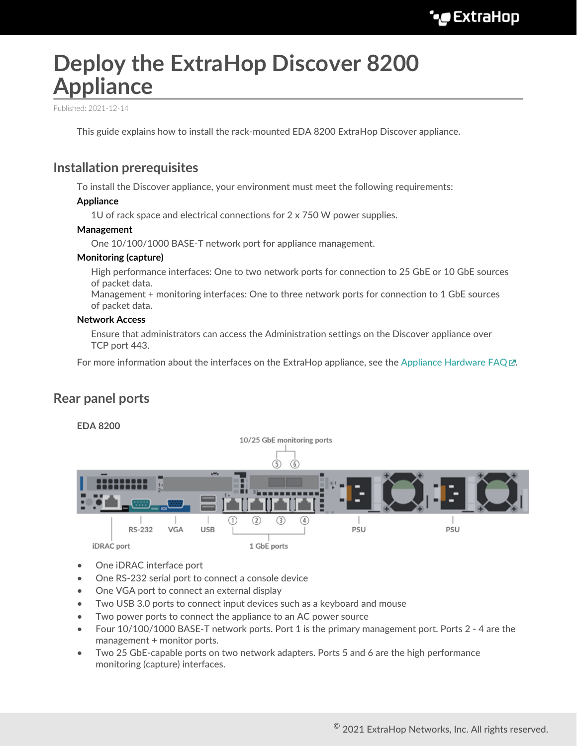# Deploy the ExtraHop Discover 8200 Appliance

Published: 2021-12-14

This guide explains how to install the rack-mounted EDA 8200 ExtraHop Discover appliance.

## Installation prerequisites

To install the Discover appliance, your environment must meet the following requirements:

**Appliance**

1U of rack space and electrical connections for 2 x 750 W power supplies.

**Management**

One 10/100/1000 BASE-T network port for appliance management.

**Monitoring (capture)**

High performance interfaces: One to two network ports for connection to 25 GbE or 10 GbE sources of packet data.
Management + monitoring interfaces: One to three network ports for connection to 1 GbE sources of packet data.

**Network Access**

Ensure that administrators can access the Administration settings on the Discover appliance over TCP port 443.

For more information about the interfaces on the ExtraHop appliance, see the Appliance Hardware FAQ.

## Rear panel ports

**EDA 8200**

10/25 GbE monitoring ports

⑤ ⑥

RS-232 VGA USB ① ② ③ ④ PSU PSU

iDRAC port 1 GbE ports

- One iDRAC interface port
- One RS-232 serial port to connect a console device
- One VGA port to connect an external display
- Two USB 3.0 ports to connect input devices such as a keyboard and mouse
- Two power ports to connect the appliance to an AC power source
- Four 10/100/1000 BASE-T network ports. Port 1 is the primary management port. Ports 2 - 4 are the management + monitor ports.
- Two 25 GbE-capable ports on two network adapters. Ports 5 and 6 are the high performance monitoring (capture) interfaces.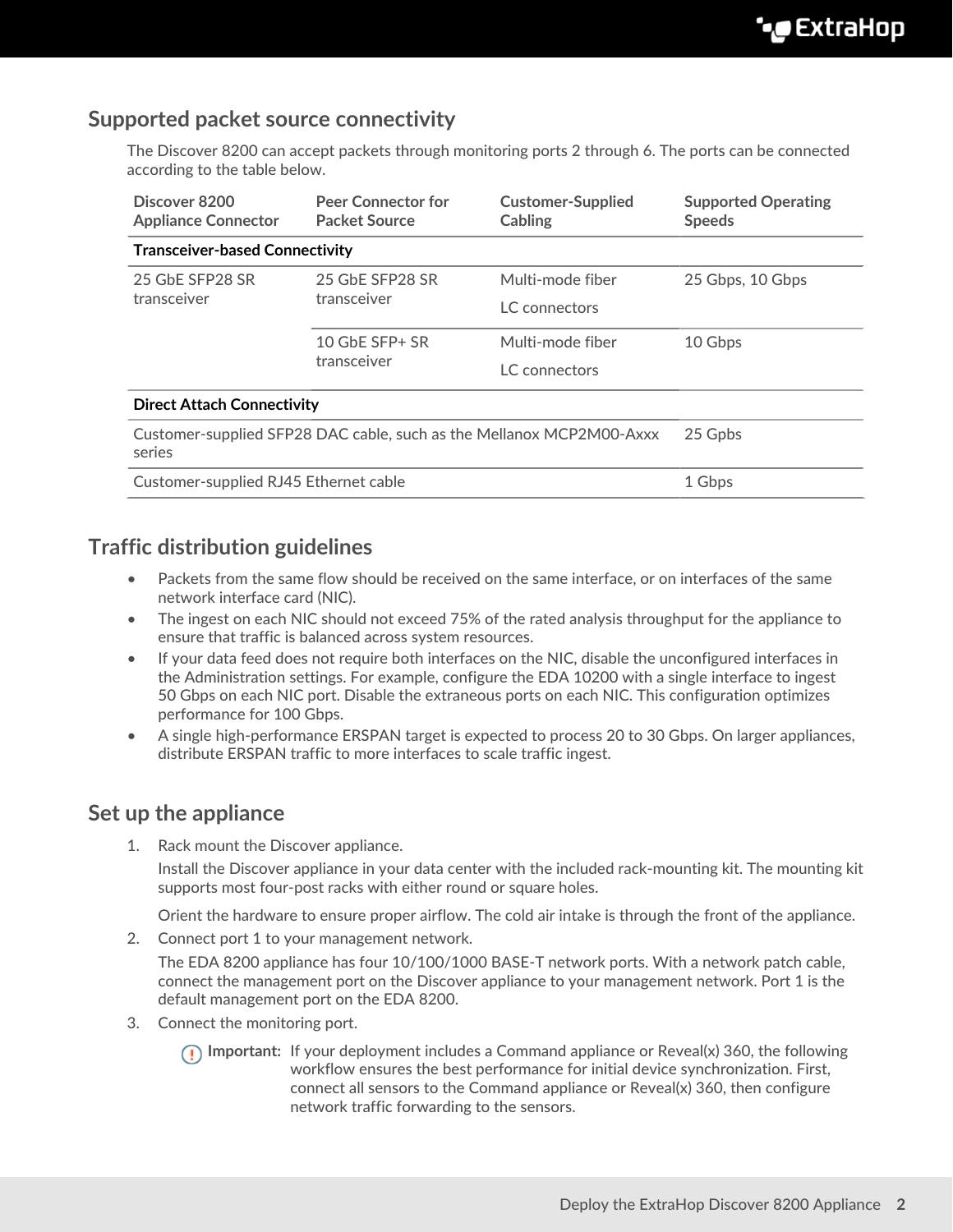## Supported packet source connectivity

The Discover 8200 can accept packets through monitoring ports 2 through 6. The ports can be connected according to the table below.

| Discover 8200 Appliance Connector | Peer Connector for Packet Source | Customer-Supplied Cabling | Supported Operating Speeds |
|---|---|---|---|
| **Transceiver-based Connectivity** | | | |
| 25 GbE SFP28 SR transceiver | 25 GbE SFP28 SR transceiver | Multi-mode fiber<br>LC connectors | 25 Gbps, 10 Gbps |
| | 10 GbE SFP+ SR transceiver | Multi-mode fiber<br>LC connectors | 10 Gbps |
| **Direct Attach Connectivity** | | | |
| Customer-supplied SFP28 DAC cable, such as the Mellanox MCP2M00-Axxx series | | | 25 Gpbs |
| Customer-supplied RJ45 Ethernet cable | | | 1 Gbps |

## Traffic distribution guidelines

- Packets from the same flow should be received on the same interface, or on interfaces of the same network interface card (NIC).
- The ingest on each NIC should not exceed 75% of the rated analysis throughput for the appliance to ensure that traffic is balanced across system resources.
- If your data feed does not require both interfaces on the NIC, disable the unconfigured interfaces in the Administration settings. For example, configure the EDA 10200 with a single interface to ingest 50 Gbps on each NIC port. Disable the extraneous ports on each NIC. This configuration optimizes performance for 100 Gbps.
- A single high-performance ERSPAN target is expected to process 20 to 30 Gbps. On larger appliances, distribute ERSPAN traffic to more interfaces to scale traffic ingest.

## Set up the appliance

1. Rack mount the Discover appliance.

   Install the Discover appliance in your data center with the included rack-mounting kit. The mounting kit supports most four-post racks with either round or square holes.

   Orient the hardware to ensure proper airflow. The cold air intake is through the front of the appliance.

2. Connect port 1 to your management network.

   The EDA 8200 appliance has four 10/100/1000 BASE-T network ports. With a network patch cable, connect the management port on the Discover appliance to your management network. Port 1 is the default management port on the EDA 8200.

3. Connect the monitoring port.

   **Important:** If your deployment includes a Command appliance or Reveal(x) 360, the following workflow ensures the best performance for initial device synchronization. First, connect all sensors to the Command appliance or Reveal(x) 360, then configure network traffic forwarding to the sensors.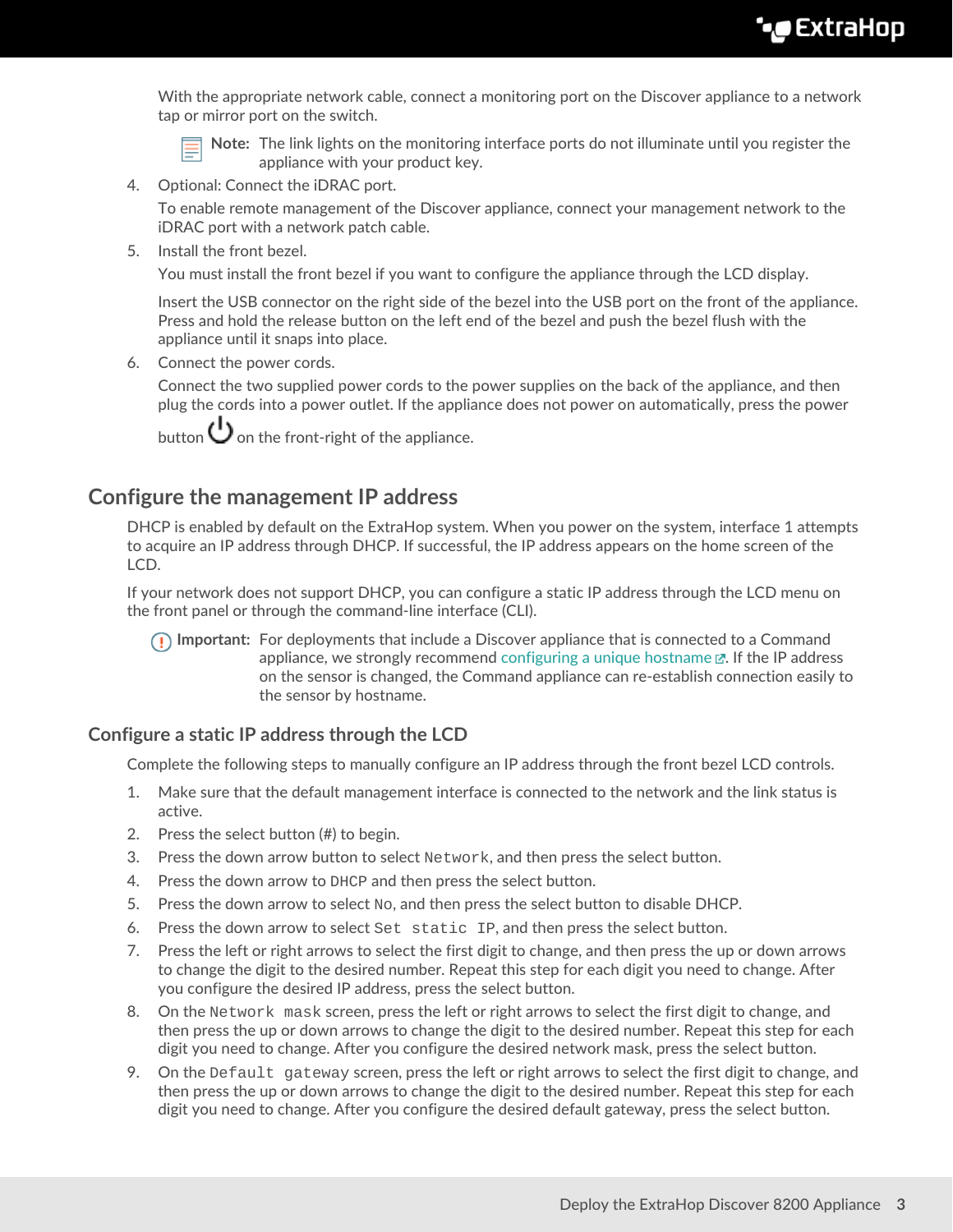With the appropriate network cable, connect a monitoring port on the Discover appliance to a network tap or mirror port on the switch.

> **Note:** The link lights on the monitoring interface ports do not illuminate until you register the appliance with your product key.

4. Optional: Connect the iDRAC port.

   To enable remote management of the Discover appliance, connect your management network to the iDRAC port with a network patch cable.

5. Install the front bezel.

   You must install the front bezel if you want to configure the appliance through the LCD display.

   Insert the USB connector on the right side of the bezel into the USB port on the front of the appliance. Press and hold the release button on the left end of the bezel and push the bezel flush with the appliance until it snaps into place.

6. Connect the power cords.

   Connect the two supplied power cords to the power supplies on the back of the appliance, and then plug the cords into a power outlet. If the appliance does not power on automatically, press the power button ⏻ on the front-right of the appliance.

## Configure the management IP address

DHCP is enabled by default on the ExtraHop system. When you power on the system, interface 1 attempts to acquire an IP address through DHCP. If successful, the IP address appears on the home screen of the LCD.

If your network does not support DHCP, you can configure a static IP address through the LCD menu on the front panel or through the command-line interface (CLI).

> **Important:** For deployments that include a Discover appliance that is connected to a Command appliance, we strongly recommend configuring a unique hostname. If the IP address on the sensor is changed, the Command appliance can re-establish connection easily to the sensor by hostname.

### Configure a static IP address through the LCD

Complete the following steps to manually configure an IP address through the front bezel LCD controls.

1. Make sure that the default management interface is connected to the network and the link status is active.
2. Press the select button (#) to begin.
3. Press the down arrow button to select `Network`, and then press the select button.
4. Press the down arrow to `DHCP` and then press the select button.
5. Press the down arrow to select `No`, and then press the select button to disable DHCP.
6. Press the down arrow to select `Set static IP`, and then press the select button.
7. Press the left or right arrows to select the first digit to change, and then press the up or down arrows to change the digit to the desired number. Repeat this step for each digit you need to change. After you configure the desired IP address, press the select button.
8. On the `Network mask` screen, press the left or right arrows to select the first digit to change, and then press the up or down arrows to change the digit to the desired number. Repeat this step for each digit you need to change. After you configure the desired network mask, press the select button.
9. On the `Default gateway` screen, press the left or right arrows to select the first digit to change, and then press the up or down arrows to change the digit to the desired number. Repeat this step for each digit you need to change. After you configure the desired default gateway, press the select button.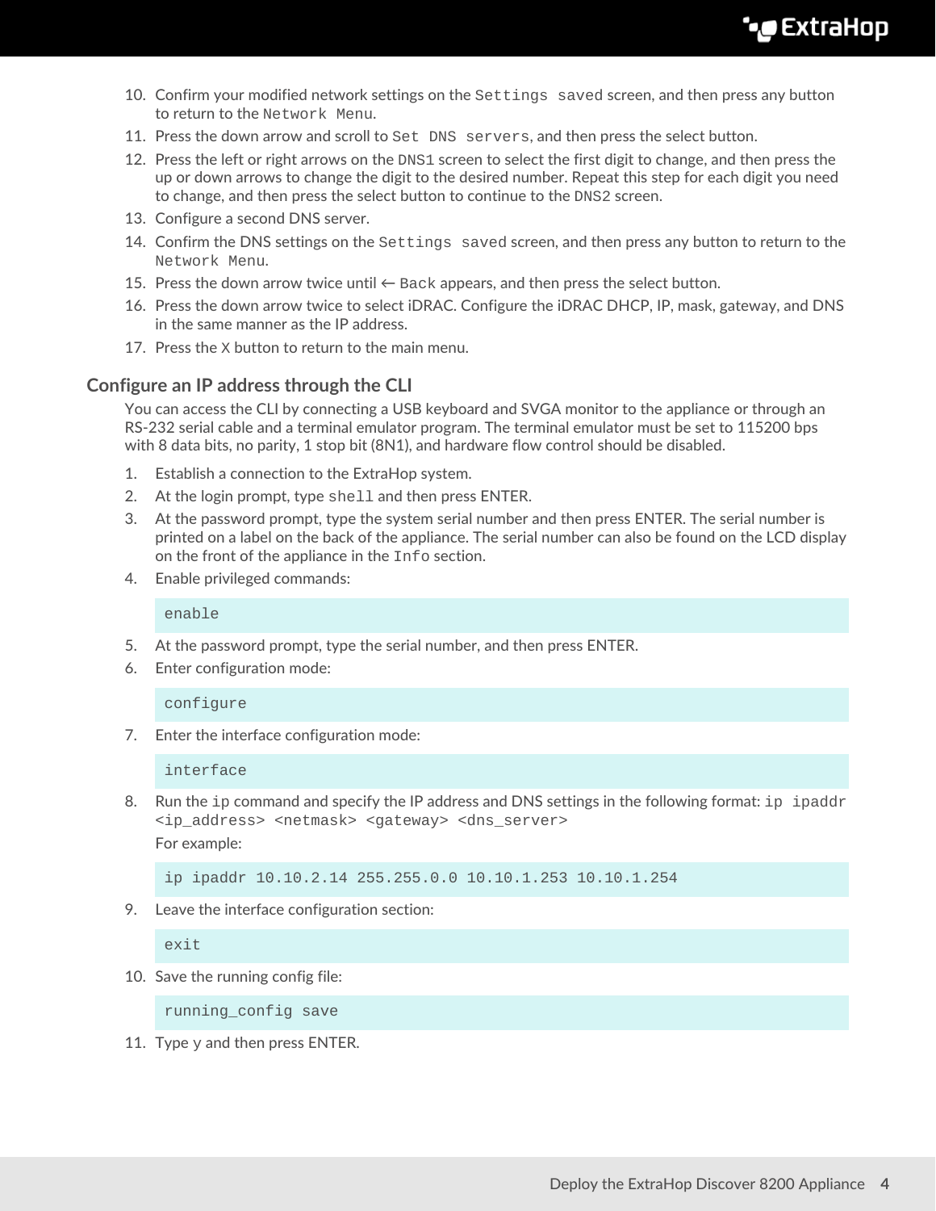10. Confirm your modified network settings on the `Settings saved` screen, and then press any button to return to the `Network Menu`.
11. Press the down arrow and scroll to `Set DNS servers`, and then press the select button.
12. Press the left or right arrows on the `DNS1` screen to select the first digit to change, and then press the up or down arrows to change the digit to the desired number. Repeat this step for each digit you need to change, and then press the select button to continue to the `DNS2` screen.
13. Configure a second DNS server.
14. Confirm the DNS settings on the `Settings saved` screen, and then press any button to return to the `Network Menu`.
15. Press the down arrow twice until `← Back` appears, and then press the select button.
16. Press the down arrow twice to select iDRAC. Configure the iDRAC DHCP, IP, mask, gateway, and DNS in the same manner as the IP address.
17. Press the `X` button to return to the main menu.

### Configure an IP address through the CLI

You can access the CLI by connecting a USB keyboard and SVGA monitor to the appliance or through an RS-232 serial cable and a terminal emulator program. The terminal emulator must be set to 115200 bps with 8 data bits, no parity, 1 stop bit (8N1), and hardware flow control should be disabled.

1. Establish a connection to the ExtraHop system.
2. At the login prompt, type `shell` and then press ENTER.
3. At the password prompt, type the system serial number and then press ENTER. The serial number is printed on a label on the back of the appliance. The serial number can also be found on the LCD display on the front of the appliance in the `Info` section.
4. Enable privileged commands:

    ```
    enable
    ```

5. At the password prompt, type the serial number, and then press ENTER.
6. Enter configuration mode:

    ```
    configure
    ```

7. Enter the interface configuration mode:

    ```
    interface
    ```

8. Run the `ip` command and specify the IP address and DNS settings in the following format: `ip ipaddr <ip_address> <netmask> <gateway> <dns_server>`

    For example:

    ```
    ip ipaddr 10.10.2.14 255.255.0.0 10.10.1.253 10.10.1.254
    ```

9. Leave the interface configuration section:

    ```
    exit
    ```

10. Save the running config file:

    ```
    running_config save
    ```

11. Type y and then press ENTER.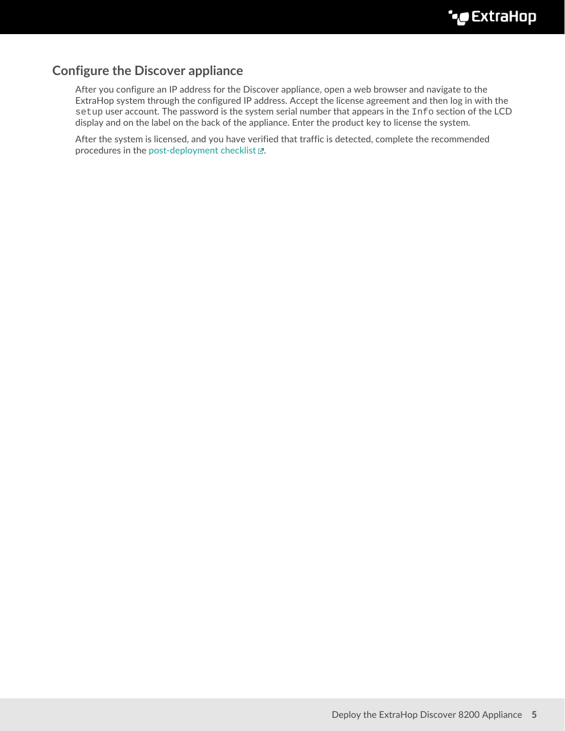## Configure the Discover appliance

After you configure an IP address for the Discover appliance, open a web browser and navigate to the ExtraHop system through the configured IP address. Accept the license agreement and then log in with the `setup` user account. The password is the system serial number that appears in the `Info` section of the LCD display and on the label on the back of the appliance. Enter the product key to license the system.

After the system is licensed, and you have verified that traffic is detected, complete the recommended procedures in the post-deployment checklist.